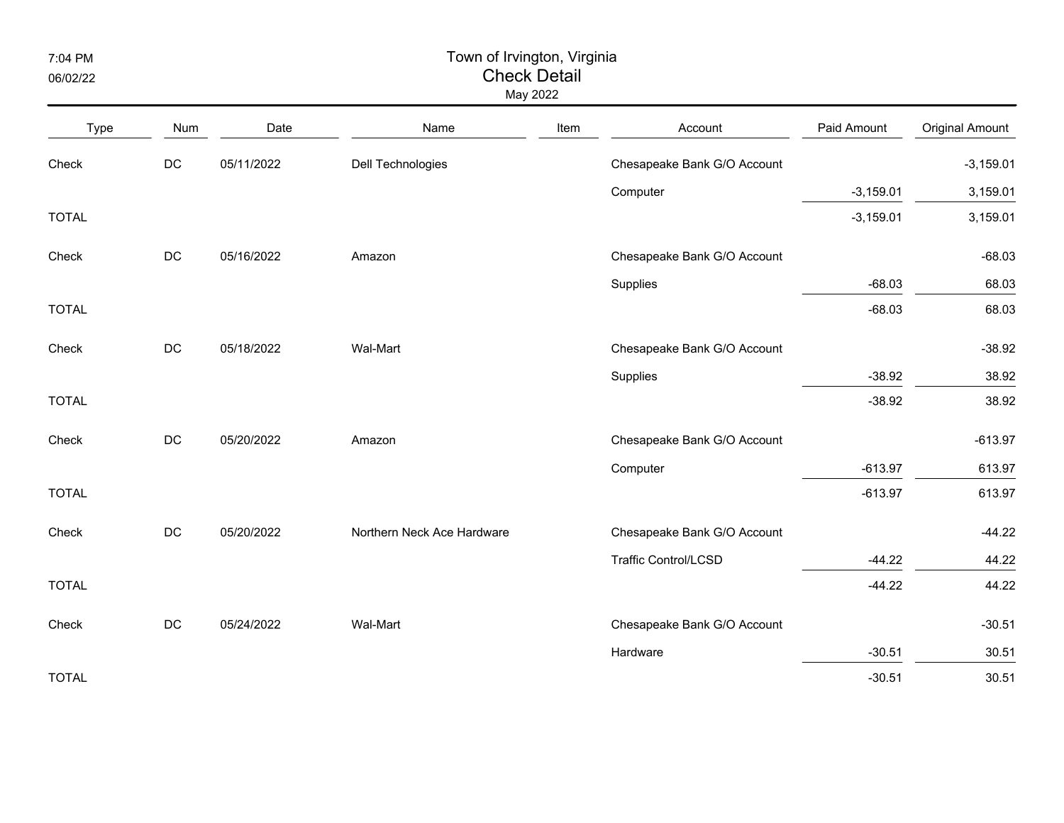# Town of Irvington, Virginia
## Check Detail
May 2022

| Type | Num | Date | Name | Item | Account | Paid Amount | Original Amount |
|---|---|---|---|---|---|---|---|
| Check | DC | 05/11/2022 | Dell Technologies | | Chesapeake Bank G/O Account | | -3,159.01 |
| | | | | | Computer | -3,159.01 | 3,159.01 |
| TOTAL | | | | | | -3,159.01 | 3,159.01 |
| Check | DC | 05/16/2022 | Amazon | | Chesapeake Bank G/O Account | | -68.03 |
| | | | | | Supplies | -68.03 | 68.03 |
| TOTAL | | | | | | -68.03 | 68.03 |
| Check | DC | 05/18/2022 | Wal-Mart | | Chesapeake Bank G/O Account | | -38.92 |
| | | | | | Supplies | -38.92 | 38.92 |
| TOTAL | | | | | | -38.92 | 38.92 |
| Check | DC | 05/20/2022 | Amazon | | Chesapeake Bank G/O Account | | -613.97 |
| | | | | | Computer | -613.97 | 613.97 |
| TOTAL | | | | | | -613.97 | 613.97 |
| Check | DC | 05/20/2022 | Northern Neck Ace Hardware | | Chesapeake Bank G/O Account | | -44.22 |
| | | | | | Traffic Control/LCSD | -44.22 | 44.22 |
| TOTAL | | | | | | -44.22 | 44.22 |
| Check | DC | 05/24/2022 | Wal-Mart | | Chesapeake Bank G/O Account | | -30.51 |
| | | | | | Hardware | -30.51 | 30.51 |
| TOTAL | | | | | | -30.51 | 30.51 |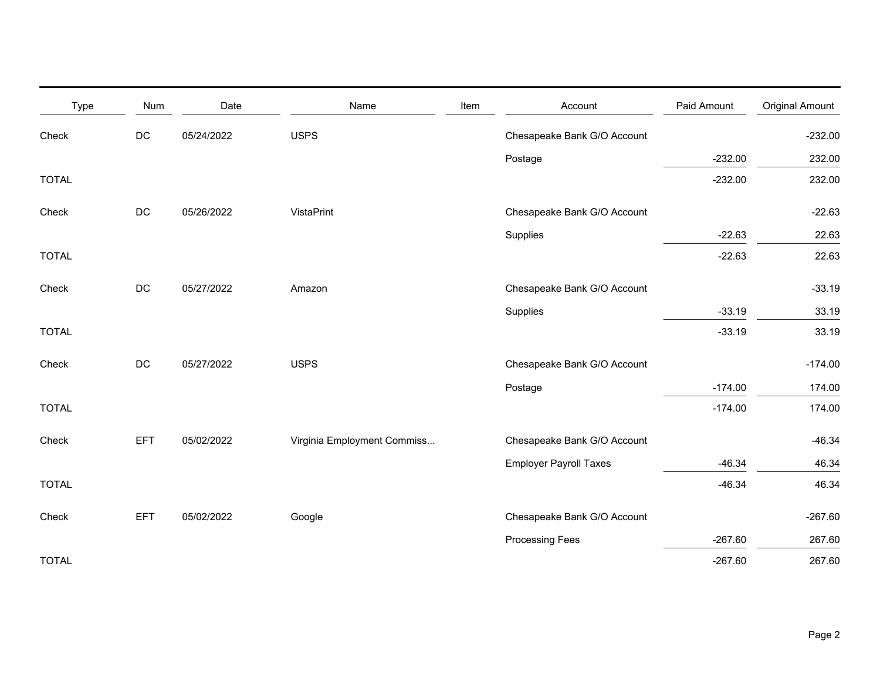| Type | Num | Date | Name | Item | Account | Paid Amount | Original Amount |
|---|---|---|---|---|---|---|---|
| Check | DC | 05/24/2022 | USPS | | Chesapeake Bank G/O Account | | -232.00 |
| | | | | | Postage | -232.00 | 232.00 |
| TOTAL | | | | | | -232.00 | 232.00 |
| Check | DC | 05/26/2022 | VistaPrint | | Chesapeake Bank G/O Account | | -22.63 |
| | | | | | Supplies | -22.63 | 22.63 |
| TOTAL | | | | | | -22.63 | 22.63 |
| Check | DC | 05/27/2022 | Amazon | | Chesapeake Bank G/O Account | | -33.19 |
| | | | | | Supplies | -33.19 | 33.19 |
| TOTAL | | | | | | -33.19 | 33.19 |
| Check | DC | 05/27/2022 | USPS | | Chesapeake Bank G/O Account | | -174.00 |
| | | | | | Postage | -174.00 | 174.00 |
| TOTAL | | | | | | -174.00 | 174.00 |
| Check | EFT | 05/02/2022 | Virginia Employment Commiss... | | Chesapeake Bank G/O Account | | -46.34 |
| | | | | | Employer Payroll Taxes | -46.34 | 46.34 |
| TOTAL | | | | | | -46.34 | 46.34 |
| Check | EFT | 05/02/2022 | Google | | Chesapeake Bank G/O Account | | -267.60 |
| | | | | | Processing Fees | -267.60 | 267.60 |
| TOTAL | | | | | | -267.60 | 267.60 |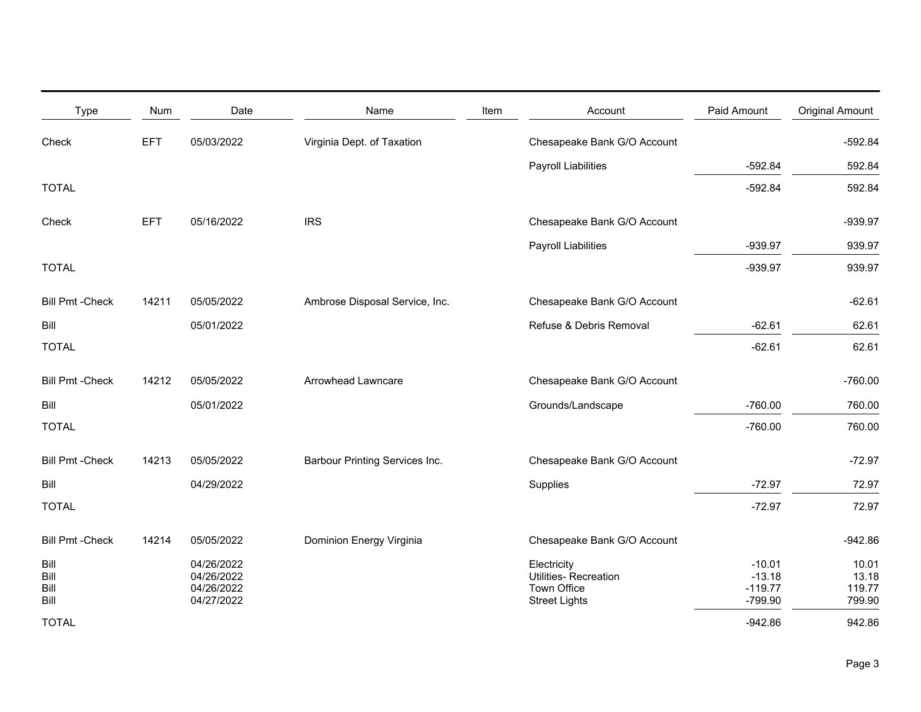| Type | Num | Date | Name | Item | Account | Paid Amount | Original Amount |
|---|---|---|---|---|---|---|---|
| Check | EFT | 05/03/2022 | Virginia Dept. of Taxation | | Chesapeake Bank G/O Account | | -592.84 |
| | | | | | Payroll Liabilities | -592.84 | 592.84 |
| TOTAL | | | | | | -592.84 | 592.84 |
| Check | EFT | 05/16/2022 | IRS | | Chesapeake Bank G/O Account | | -939.97 |
| | | | | | Payroll Liabilities | -939.97 | 939.97 |
| TOTAL | | | | | | -939.97 | 939.97 |
| Bill Pmt -Check | 14211 | 05/05/2022 | Ambrose Disposal Service, Inc. | | Chesapeake Bank G/O Account | | -62.61 |
| Bill | | 05/01/2022 | | | Refuse & Debris Removal | -62.61 | 62.61 |
| TOTAL | | | | | | -62.61 | 62.61 |
| Bill Pmt -Check | 14212 | 05/05/2022 | Arrowhead Lawncare | | Chesapeake Bank G/O Account | | -760.00 |
| Bill | | 05/01/2022 | | | Grounds/Landscape | -760.00 | 760.00 |
| TOTAL | | | | | | -760.00 | 760.00 |
| Bill Pmt -Check | 14213 | 05/05/2022 | Barbour Printing Services Inc. | | Chesapeake Bank G/O Account | | -72.97 |
| Bill | | 04/29/2022 | | | Supplies | -72.97 | 72.97 |
| TOTAL | | | | | | -72.97 | 72.97 |
| Bill Pmt -Check | 14214 | 05/05/2022 | Dominion Energy Virginia | | Chesapeake Bank G/O Account | | -942.86 |
| Bill | | 04/26/2022 | | | Electricity | -10.01 | 10.01 |
| Bill | | 04/26/2022 | | | Utilities- Recreation | -13.18 | 13.18 |
| Bill | | 04/26/2022 | | | Town Office | -119.77 | 119.77 |
| Bill | | 04/27/2022 | | | Street Lights | -799.90 | 799.90 |
| TOTAL | | | | | | -942.86 | 942.86 |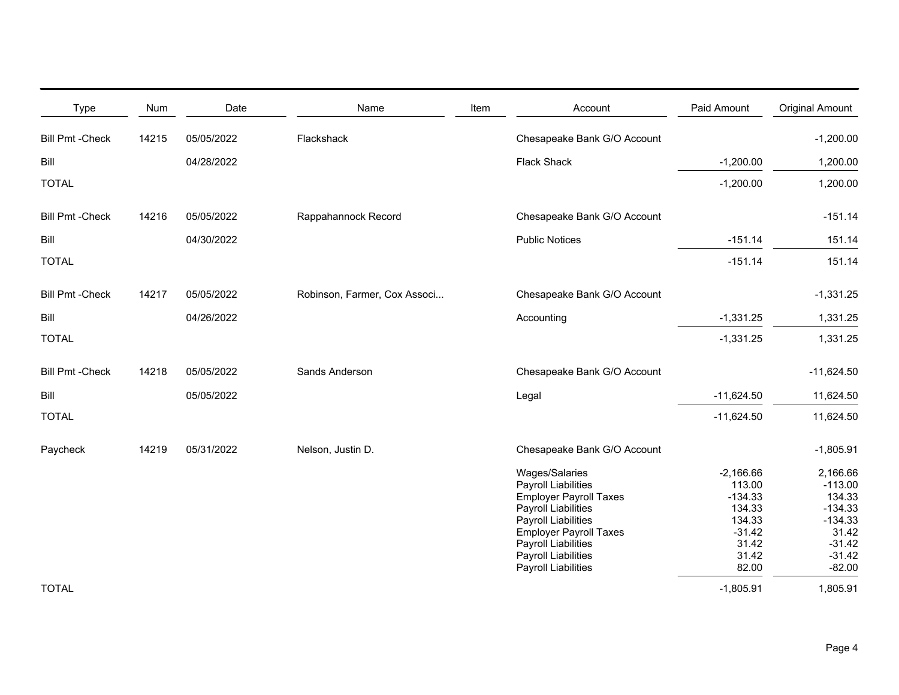| Type | Num | Date | Name | Item | Account | Paid Amount | Original Amount |
|---|---|---|---|---|---|---|---|
| Bill Pmt -Check | 14215 | 05/05/2022 | Flackshack | | Chesapeake Bank G/O Account | | -1,200.00 |
| Bill | | 04/28/2022 | | | Flack Shack | -1,200.00 | 1,200.00 |
| TOTAL | | | | | | -1,200.00 | 1,200.00 |
| Bill Pmt -Check | 14216 | 05/05/2022 | Rappahannock Record | | Chesapeake Bank G/O Account | | -151.14 |
| Bill | | 04/30/2022 | | | Public Notices | -151.14 | 151.14 |
| TOTAL | | | | | | -151.14 | 151.14 |
| Bill Pmt -Check | 14217 | 05/05/2022 | Robinson, Farmer, Cox Associ... | | Chesapeake Bank G/O Account | | -1,331.25 |
| Bill | | 04/26/2022 | | | Accounting | -1,331.25 | 1,331.25 |
| TOTAL | | | | | | -1,331.25 | 1,331.25 |
| Bill Pmt -Check | 14218 | 05/05/2022 | Sands Anderson | | Chesapeake Bank G/O Account | | -11,624.50 |
| Bill | | 05/05/2022 | | | Legal | -11,624.50 | 11,624.50 |
| TOTAL | | | | | | -11,624.50 | 11,624.50 |
| Paycheck | 14219 | 05/31/2022 | Nelson, Justin D. | | Chesapeake Bank G/O Account | | -1,805.91 |
| | | | | | Wages/Salaries | -2,166.66 | 2,166.66 |
| | | | | | Payroll Liabilities | 113.00 | -113.00 |
| | | | | | Employer Payroll Taxes | -134.33 | 134.33 |
| | | | | | Payroll Liabilities | 134.33 | -134.33 |
| | | | | | Payroll Liabilities | 134.33 | -134.33 |
| | | | | | Employer Payroll Taxes | -31.42 | 31.42 |
| | | | | | Payroll Liabilities | 31.42 | -31.42 |
| | | | | | Payroll Liabilities | 31.42 | -31.42 |
| | | | | | Payroll Liabilities | 82.00 | -82.00 |
| TOTAL | | | | | | -1,805.91 | 1,805.91 |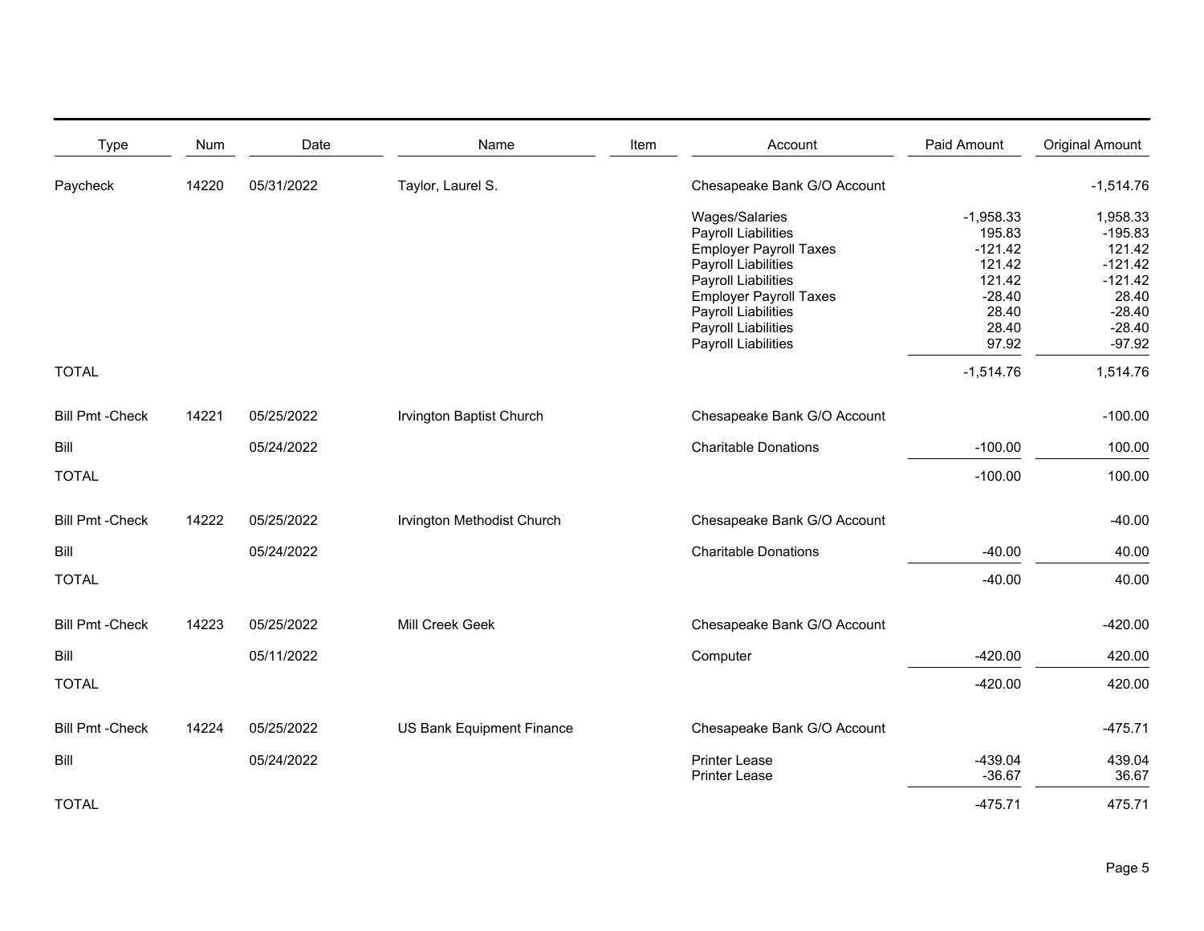| Type | Num | Date | Name | Item | Account | Paid Amount | Original Amount |
|---|---|---|---|---|---|---|---|
| Paycheck | 14220 | 05/31/2022 | Taylor, Laurel S. | | Chesapeake Bank G/O Account | | -1,514.76 |
| | | | | | Wages/Salaries | -1,958.33 | 1,958.33 |
| | | | | | Payroll Liabilities | 195.83 | -195.83 |
| | | | | | Employer Payroll Taxes | -121.42 | 121.42 |
| | | | | | Payroll Liabilities | 121.42 | -121.42 |
| | | | | | Payroll Liabilities | 121.42 | -121.42 |
| | | | | | Employer Payroll Taxes | -28.40 | 28.40 |
| | | | | | Payroll Liabilities | 28.40 | -28.40 |
| | | | | | Payroll Liabilities | 28.40 | -28.40 |
| | | | | | Payroll Liabilities | 97.92 | -97.92 |
| TOTAL | | | | | | -1,514.76 | 1,514.76 |
| Bill Pmt -Check | 14221 | 05/25/2022 | Irvington Baptist Church | | Chesapeake Bank G/O Account | | -100.00 |
| Bill | | 05/24/2022 | | | Charitable Donations | -100.00 | 100.00 |
| TOTAL | | | | | | -100.00 | 100.00 |
| Bill Pmt -Check | 14222 | 05/25/2022 | Irvington Methodist Church | | Chesapeake Bank G/O Account | | -40.00 |
| Bill | | 05/24/2022 | | | Charitable Donations | -40.00 | 40.00 |
| TOTAL | | | | | | -40.00 | 40.00 |
| Bill Pmt -Check | 14223 | 05/25/2022 | Mill Creek Geek | | Chesapeake Bank G/O Account | | -420.00 |
| Bill | | 05/11/2022 | | | Computer | -420.00 | 420.00 |
| TOTAL | | | | | | -420.00 | 420.00 |
| Bill Pmt -Check | 14224 | 05/25/2022 | US Bank Equipment Finance | | Chesapeake Bank G/O Account | | -475.71 |
| Bill | | 05/24/2022 | | | Printer Lease | -439.04 | 439.04 |
| | | | | | Printer Lease | -36.67 | 36.67 |
| TOTAL | | | | | | -475.71 | 475.71 |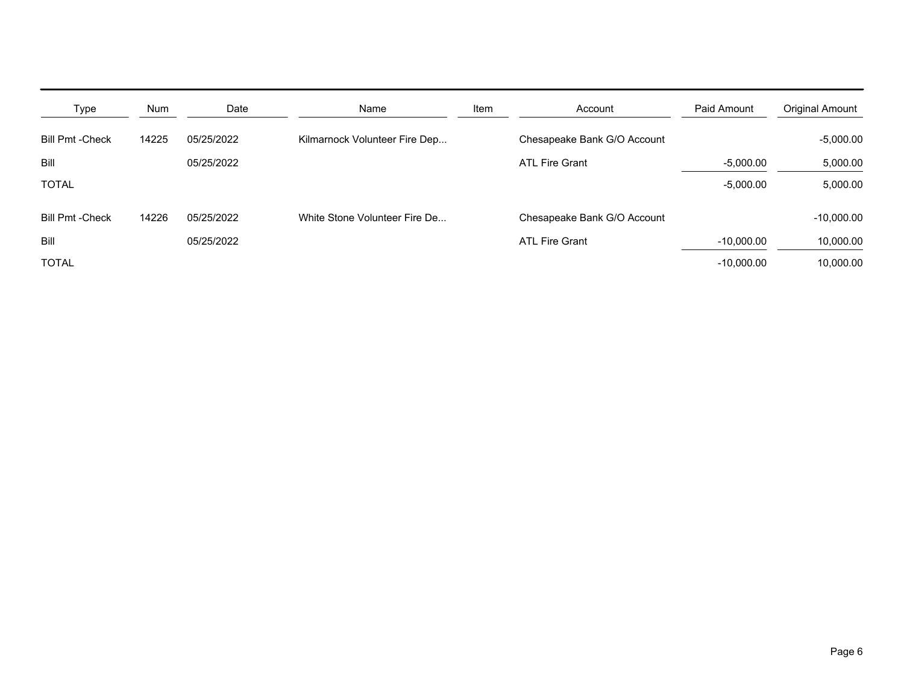| Type | Num | Date | Name | Item | Account | Paid Amount | Original Amount |
|---|---|---|---|---|---|---|---|
| Bill Pmt -Check | 14225 | 05/25/2022 | Kilmarnock Volunteer Fire Dep... | | Chesapeake Bank G/O Account | | -5,000.00 |
| Bill | | 05/25/2022 | | | ATL Fire Grant | -5,000.00 | 5,000.00 |
| TOTAL | | | | | | -5,000.00 | 5,000.00 |
| Bill Pmt -Check | 14226 | 05/25/2022 | White Stone Volunteer Fire De... | | Chesapeake Bank G/O Account | | -10,000.00 |
| Bill | | 05/25/2022 | | | ATL Fire Grant | -10,000.00 | 10,000.00 |
| TOTAL | | | | | | -10,000.00 | 10,000.00 |